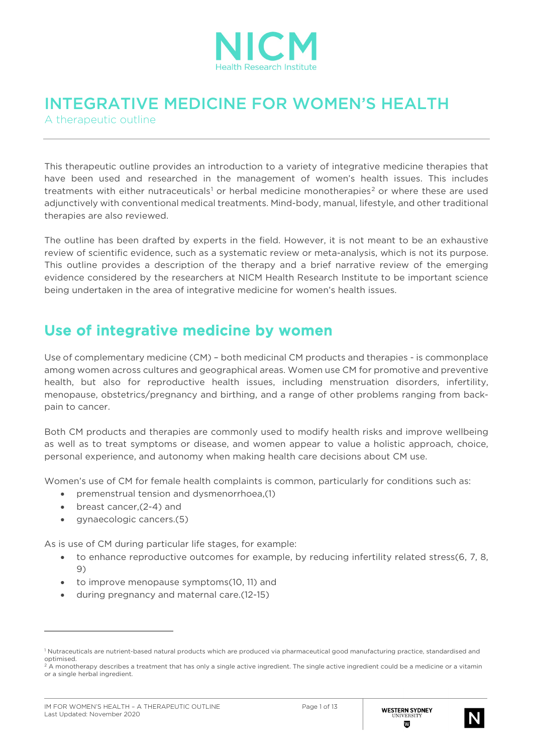NICM
Health Research Institute

# INTEGRATIVE MEDICINE FOR WOMEN'S HEALTH

A therapeutic outline

This therapeutic outline provides an introduction to a variety of integrative medicine therapies that have been used and researched in the management of women's health issues. This includes treatments with either nutraceuticals[1] or herbal medicine monotherapies[2] or where these are used adjunctively with conventional medical treatments. Mind-body, manual, lifestyle, and other traditional therapies are also reviewed.

The outline has been drafted by experts in the field. However, it is not meant to be an exhaustive review of scientific evidence, such as a systematic review or meta-analysis, which is not its purpose. This outline provides a description of the therapy and a brief narrative review of the emerging evidence considered by the researchers at NICM Health Research Institute to be important science being undertaken in the area of integrative medicine for women's health issues.

## Use of integrative medicine by women

Use of complementary medicine (CM) – both medicinal CM products and therapies - is commonplace among women across cultures and geographical areas. Women use CM for promotive and preventive health, but also for reproductive health issues, including menstruation disorders, infertility, menopause, obstetrics/pregnancy and birthing, and a range of other problems ranging from back-pain to cancer.

Both CM products and therapies are commonly used to modify health risks and improve wellbeing as well as to treat symptoms or disease, and women appear to value a holistic approach, choice, personal experience, and autonomy when making health care decisions about CM use.

Women's use of CM for female health complaints is common, particularly for conditions such as:

- premenstrual tension and dysmenorrhoea,(1)
- breast cancer,(2-4) and
- gynaecologic cancers.(5)

As is use of CM during particular life stages, for example:

- to enhance reproductive outcomes for example, by reducing infertility related stress(6, 7, 8, 9)
- to improve menopause symptoms(10, 11) and
- during pregnancy and maternal care.(12-15)

---

[1] Nutraceuticals are nutrient-based natural products which are produced via pharmaceutical good manufacturing practice, standardised and optimised.

[2] A monotherapy describes a treatment that has only a single active ingredient. The single active ingredient could be a medicine or a vitamin or a single herbal ingredient.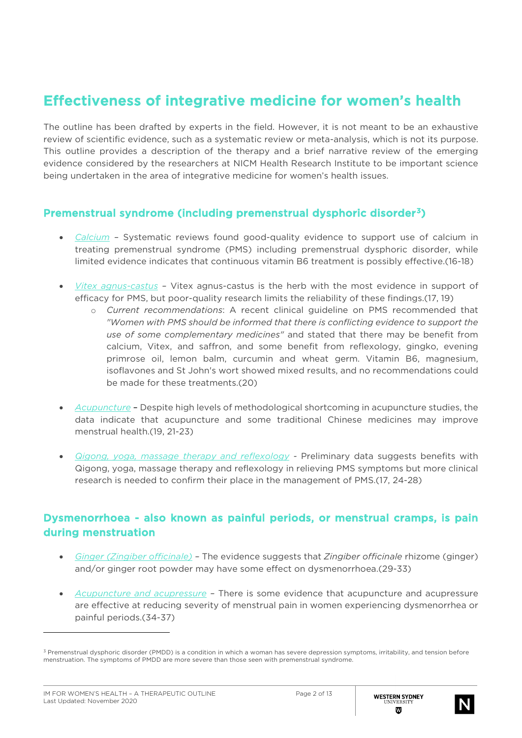# Effectiveness of integrative medicine for women's health

The outline has been drafted by experts in the field. However, it is not meant to be an exhaustive review of scientific evidence, such as a systematic review or meta-analysis, which is not its purpose. This outline provides a description of the therapy and a brief narrative review of the emerging evidence considered by the researchers at NICM Health Research Institute to be important science being undertaken in the area of integrative medicine for women's health issues.

## Premenstrual syndrome (including premenstrual dysphoric disorder[3])

- *Calcium* – Systematic reviews found good-quality evidence to support use of calcium in treating premenstrual syndrome (PMS) including premenstrual dysphoric disorder, while limited evidence indicates that continuous vitamin B6 treatment is possibly effective.(16-18)
- *Vitex agnus-castus* – Vitex agnus-castus is the herb with the most evidence in support of efficacy for PMS, but poor-quality research limits the reliability of these findings.(17, 19)
  - *Current recommendations*: A recent clinical guideline on PMS recommended that *"Women with PMS should be informed that there is conflicting evidence to support the use of some complementary medicines"* and stated that there may be benefit from calcium, Vitex, and saffron, and some benefit from reflexology, gingko, evening primrose oil, lemon balm, curcumin and wheat germ. Vitamin B6, magnesium, isoflavones and St John's wort showed mixed results, and no recommendations could be made for these treatments.(20)
- *Acupuncture* – Despite high levels of methodological shortcoming in acupuncture studies, the data indicate that acupuncture and some traditional Chinese medicines may improve menstrual health.(19, 21-23)
- *Qigong, yoga, massage therapy and reflexology* - Preliminary data suggests benefits with Qigong, yoga, massage therapy and reflexology in relieving PMS symptoms but more clinical research is needed to confirm their place in the management of PMS.(17, 24-28)

## Dysmenorrhoea - also known as painful periods, or menstrual cramps, is pain during menstruation

- *Ginger (Zingiber officinale)* – The evidence suggests that *Zingiber officinale* rhizome (ginger) and/or ginger root powder may have some effect on dysmenorrhoea.(29-33)
- *Acupuncture and acupressure* – There is some evidence that acupuncture and acupressure are effective at reducing severity of menstrual pain in women experiencing dysmenorrhea or painful periods.(34-37)

---

[3] Premenstrual dysphoric disorder (PMDD) is a condition in which a woman has severe depression symptoms, irritability, and tension before menstruation. The symptoms of PMDD are more severe than those seen with premenstrual syndrome.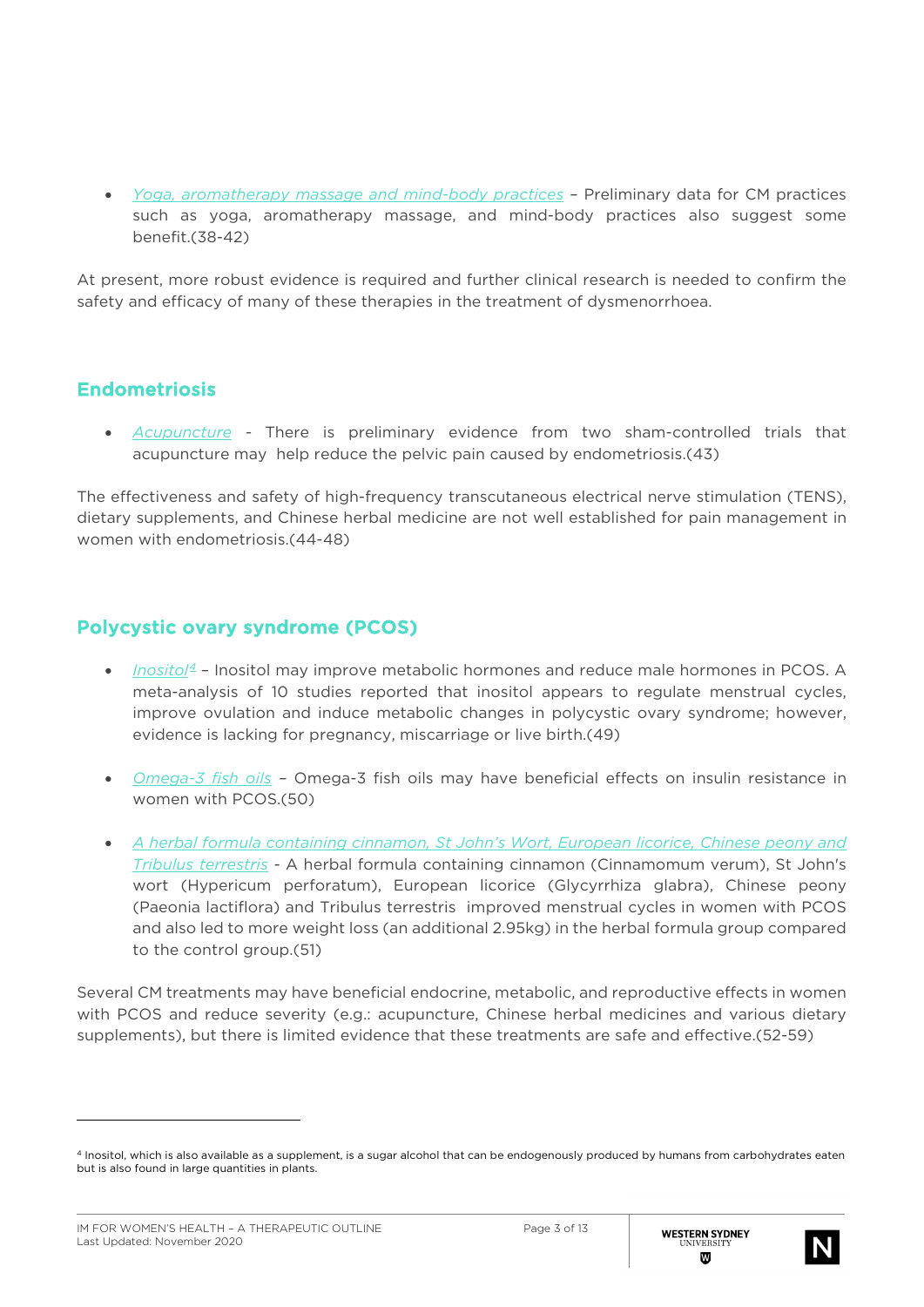- *Yoga, aromatherapy massage and mind-body practices* – Preliminary data for CM practices such as yoga, aromatherapy massage, and mind-body practices also suggest some benefit.(38-42)

At present, more robust evidence is required and further clinical research is needed to confirm the safety and efficacy of many of these therapies in the treatment of dysmenorrhoea.

## Endometriosis

- *Acupuncture* - There is preliminary evidence from two sham-controlled trials that acupuncture may help reduce the pelvic pain caused by endometriosis.(43)

The effectiveness and safety of high-frequency transcutaneous electrical nerve stimulation (TENS), dietary supplements, and Chinese herbal medicine are not well established for pain management in women with endometriosis.(44-48)

## Polycystic ovary syndrome (PCOS)

- *Inositol*[4] – Inositol may improve metabolic hormones and reduce male hormones in PCOS. A meta-analysis of 10 studies reported that inositol appears to regulate menstrual cycles, improve ovulation and induce metabolic changes in polycystic ovary syndrome; however, evidence is lacking for pregnancy, miscarriage or live birth.(49)

- *Omega-3 fish oils* – Omega-3 fish oils may have beneficial effects on insulin resistance in women with PCOS.(50)

- *A herbal formula containing cinnamon, St John's Wort, European licorice, Chinese peony and Tribulus terrestris* - A herbal formula containing cinnamon (Cinnamomum verum), St John's wort (Hypericum perforatum), European licorice (Glycyrrhiza glabra), Chinese peony (Paeonia lactiflora) and Tribulus terrestris improved menstrual cycles in women with PCOS and also led to more weight loss (an additional 2.95kg) in the herbal formula group compared to the control group.(51)

Several CM treatments may have beneficial endocrine, metabolic, and reproductive effects in women with PCOS and reduce severity (e.g.: acupuncture, Chinese herbal medicines and various dietary supplements), but there is limited evidence that these treatments are safe and effective.(52-59)

---

[4] Inositol, which is also available as a supplement, is a sugar alcohol that can be endogenously produced by humans from carbohydrates eaten but is also found in large quantities in plants.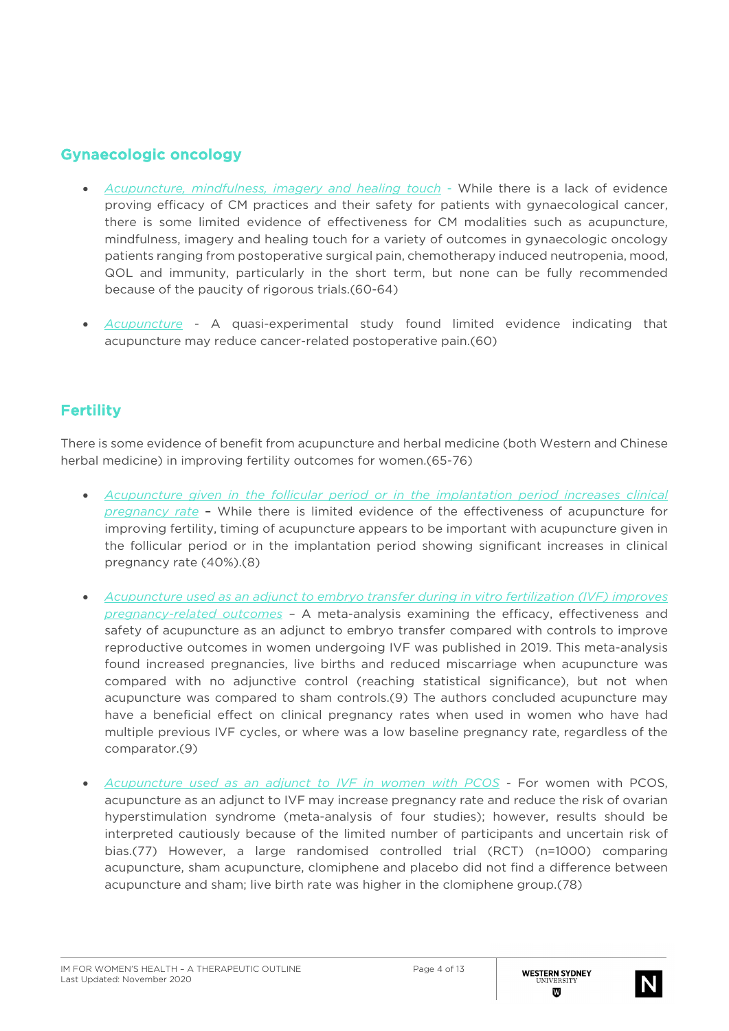## Gynaecologic oncology

- *Acupuncture, mindfulness, imagery and healing touch* - While there is a lack of evidence proving efficacy of CM practices and their safety for patients with gynaecological cancer, there is some limited evidence of effectiveness for CM modalities such as acupuncture, mindfulness, imagery and healing touch for a variety of outcomes in gynaecologic oncology patients ranging from postoperative surgical pain, chemotherapy induced neutropenia, mood, QOL and immunity, particularly in the short term, but none can be fully recommended because of the paucity of rigorous trials.(60-64)

- *Acupuncture* - A quasi-experimental study found limited evidence indicating that acupuncture may reduce cancer-related postoperative pain.(60)

## Fertility

There is some evidence of benefit from acupuncture and herbal medicine (both Western and Chinese herbal medicine) in improving fertility outcomes for women.(65-76)

- *Acupuncture given in the follicular period or in the implantation period increases clinical pregnancy rate* – While there is limited evidence of the effectiveness of acupuncture for improving fertility, timing of acupuncture appears to be important with acupuncture given in the follicular period or in the implantation period showing significant increases in clinical pregnancy rate (40%).(8)

- *Acupuncture used as an adjunct to embryo transfer during in vitro fertilization (IVF) improves pregnancy-related outcomes* – A meta-analysis examining the efficacy, effectiveness and safety of acupuncture as an adjunct to embryo transfer compared with controls to improve reproductive outcomes in women undergoing IVF was published in 2019. This meta-analysis found increased pregnancies, live births and reduced miscarriage when acupuncture was compared with no adjunctive control (reaching statistical significance), but not when acupuncture was compared to sham controls.(9) The authors concluded acupuncture may have a beneficial effect on clinical pregnancy rates when used in women who have had multiple previous IVF cycles, or where was a low baseline pregnancy rate, regardless of the comparator.(9)

- *Acupuncture used as an adjunct to IVF in women with PCOS* - For women with PCOS, acupuncture as an adjunct to IVF may increase pregnancy rate and reduce the risk of ovarian hyperstimulation syndrome (meta-analysis of four studies); however, results should be interpreted cautiously because of the limited number of participants and uncertain risk of bias.(77) However, a large randomised controlled trial (RCT) (n=1000) comparing acupuncture, sham acupuncture, clomiphene and placebo did not find a difference between acupuncture and sham; live birth rate was higher in the clomiphene group.(78)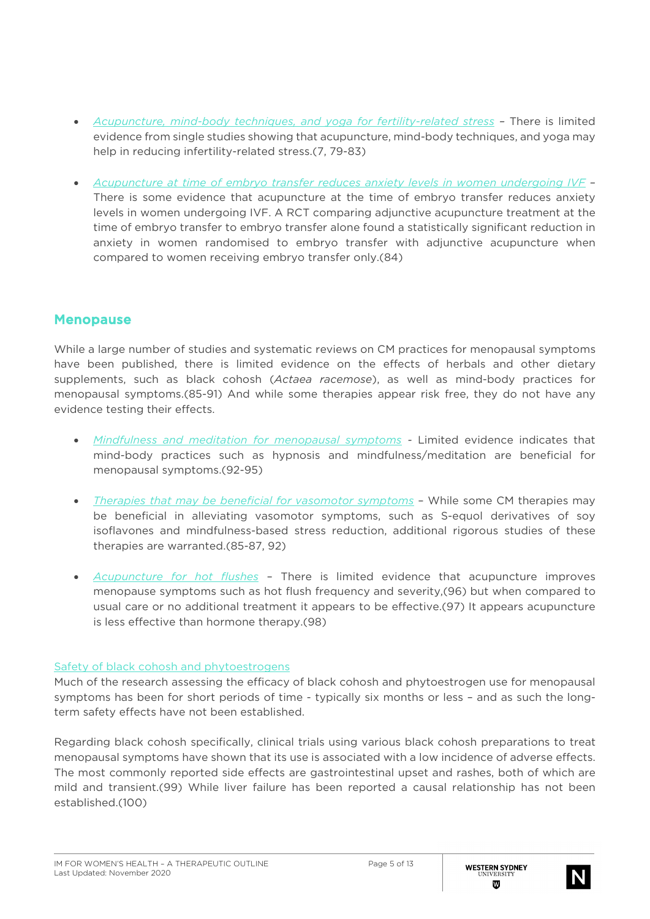- *Acupuncture, mind-body techniques, and yoga for fertility-related stress* – There is limited evidence from single studies showing that acupuncture, mind-body techniques, and yoga may help in reducing infertility-related stress.(7, 79-83)

- *Acupuncture at time of embryo transfer reduces anxiety levels in women undergoing IVF* – There is some evidence that acupuncture at the time of embryo transfer reduces anxiety levels in women undergoing IVF. A RCT comparing adjunctive acupuncture treatment at the time of embryo transfer to embryo transfer alone found a statistically significant reduction in anxiety in women randomised to embryo transfer with adjunctive acupuncture when compared to women receiving embryo transfer only.(84)

## Menopause

While a large number of studies and systematic reviews on CM practices for menopausal symptoms have been published, there is limited evidence on the effects of herbals and other dietary supplements, such as black cohosh (*Actaea racemose*), as well as mind-body practices for menopausal symptoms.(85-91) And while some therapies appear risk free, they do not have any evidence testing their effects.

- *Mindfulness and meditation for menopausal symptoms* - Limited evidence indicates that mind-body practices such as hypnosis and mindfulness/meditation are beneficial for menopausal symptoms.(92-95)

- *Therapies that may be beneficial for vasomotor symptoms* – While some CM therapies may be beneficial in alleviating vasomotor symptoms, such as S-equol derivatives of soy isoflavones and mindfulness-based stress reduction, additional rigorous studies of these therapies are warranted.(85-87, 92)

- *Acupuncture for hot flushes* – There is limited evidence that acupuncture improves menopause symptoms such as hot flush frequency and severity,(96) but when compared to usual care or no additional treatment it appears to be effective.(97) It appears acupuncture is less effective than hormone therapy.(98)

Safety of black cohosh and phytoestrogens

Much of the research assessing the efficacy of black cohosh and phytoestrogen use for menopausal symptoms has been for short periods of time - typically six months or less – and as such the long-term safety effects have not been established.

Regarding black cohosh specifically, clinical trials using various black cohosh preparations to treat menopausal symptoms have shown that its use is associated with a low incidence of adverse effects. The most commonly reported side effects are gastrointestinal upset and rashes, both of which are mild and transient.(99) While liver failure has been reported a causal relationship has not been established.(100)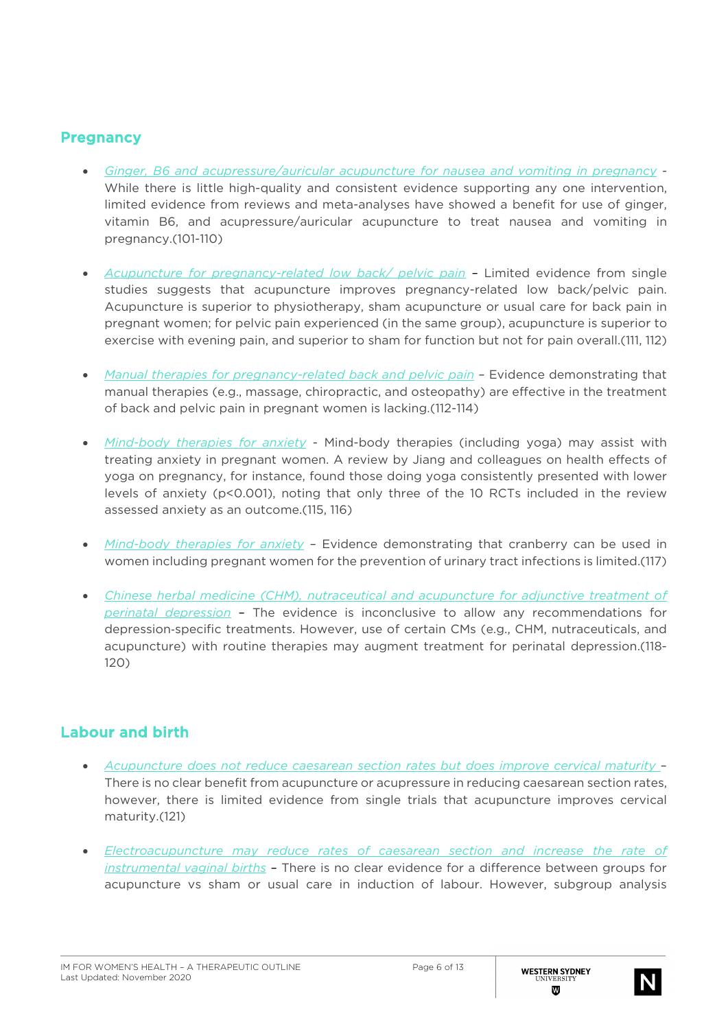## Pregnancy

- *Ginger, B6 and acupressure/auricular acupuncture for nausea and vomiting in pregnancy* - While there is little high-quality and consistent evidence supporting any one intervention, limited evidence from reviews and meta-analyses have showed a benefit for use of ginger, vitamin B6, and acupressure/auricular acupuncture to treat nausea and vomiting in pregnancy.(101-110)

- *Acupuncture for pregnancy-related low back/ pelvic pain* – Limited evidence from single studies suggests that acupuncture improves pregnancy-related low back/pelvic pain. Acupuncture is superior to physiotherapy, sham acupuncture or usual care for back pain in pregnant women; for pelvic pain experienced (in the same group), acupuncture is superior to exercise with evening pain, and superior to sham for function but not for pain overall.(111, 112)

- *Manual therapies for pregnancy-related back and pelvic pain* – Evidence demonstrating that manual therapies (e.g., massage, chiropractic, and osteopathy) are effective in the treatment of back and pelvic pain in pregnant women is lacking.(112-114)

- *Mind-body therapies for anxiety* - Mind-body therapies (including yoga) may assist with treating anxiety in pregnant women. A review by Jiang and colleagues on health effects of yoga on pregnancy, for instance, found those doing yoga consistently presented with lower levels of anxiety ($p<0.001$), noting that only three of the 10 RCTs included in the review assessed anxiety as an outcome.(115, 116)

- *Mind-body therapies for anxiety* – Evidence demonstrating that cranberry can be used in women including pregnant women for the prevention of urinary tract infections is limited.(117)

- *Chinese herbal medicine (CHM), nutraceutical and acupuncture for adjunctive treatment of perinatal depression* – The evidence is inconclusive to allow any recommendations for depression-specific treatments. However, use of certain CMs (e.g., CHM, nutraceuticals, and acupuncture) with routine therapies may augment treatment for perinatal depression.(118-120)

## Labour and birth

- *Acupuncture does not reduce caesarean section rates but does improve cervical maturity* – There is no clear benefit from acupuncture or acupressure in reducing caesarean section rates, however, there is limited evidence from single trials that acupuncture improves cervical maturity.(121)

- *Electroacupuncture may reduce rates of caesarean section and increase the rate of instrumental vaginal births* – There is no clear evidence for a difference between groups for acupuncture vs sham or usual care in induction of labour. However, subgroup analysis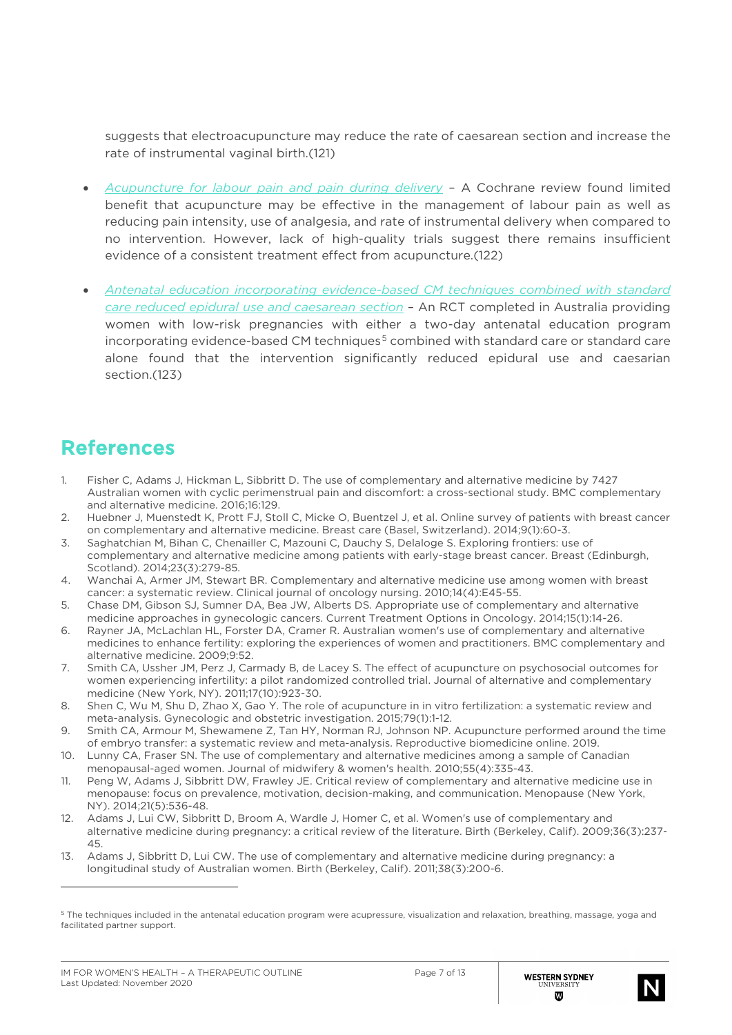suggests that electroacupuncture may reduce the rate of caesarean section and increase the rate of instrumental vaginal birth.(121)

- *Acupuncture for labour pain and pain during delivery* – A Cochrane review found limited benefit that acupuncture may be effective in the management of labour pain as well as reducing pain intensity, use of analgesia, and rate of instrumental delivery when compared to no intervention. However, lack of high-quality trials suggest there remains insufficient evidence of a consistent treatment effect from acupuncture.(122)

- *Antenatal education incorporating evidence-based CM techniques combined with standard care reduced epidural use and caesarean section* – An RCT completed in Australia providing women with low-risk pregnancies with either a two-day antenatal education program incorporating evidence-based CM techniques[5] combined with standard care or standard care alone found that the intervention significantly reduced epidural use and caesarian section.(123)

# References

1. Fisher C, Adams J, Hickman L, Sibbritt D. The use of complementary and alternative medicine by 7427 Australian women with cyclic perimenstrual pain and discomfort: a cross-sectional study. BMC complementary and alternative medicine. 2016;16:129.
2. Huebner J, Muenstedt K, Prott FJ, Stoll C, Micke O, Buentzel J, et al. Online survey of patients with breast cancer on complementary and alternative medicine. Breast care (Basel, Switzerland). 2014;9(1):60-3.
3. Saghatchian M, Bihan C, Chenailler C, Mazouni C, Dauchy S, Delaloge S. Exploring frontiers: use of complementary and alternative medicine among patients with early-stage breast cancer. Breast (Edinburgh, Scotland). 2014;23(3):279-85.
4. Wanchai A, Armer JM, Stewart BR. Complementary and alternative medicine use among women with breast cancer: a systematic review. Clinical journal of oncology nursing. 2010;14(4):E45-55.
5. Chase DM, Gibson SJ, Sumner DA, Bea JW, Alberts DS. Appropriate use of complementary and alternative medicine approaches in gynecologic cancers. Current Treatment Options in Oncology. 2014;15(1):14-26.
6. Rayner JA, McLachlan HL, Forster DA, Cramer R. Australian women's use of complementary and alternative medicines to enhance fertility: exploring the experiences of women and practitioners. BMC complementary and alternative medicine. 2009;9:52.
7. Smith CA, Ussher JM, Perz J, Carmady B, de Lacey S. The effect of acupuncture on psychosocial outcomes for women experiencing infertility: a pilot randomized controlled trial. Journal of alternative and complementary medicine (New York, NY). 2011;17(10):923-30.
8. Shen C, Wu M, Shu D, Zhao X, Gao Y. The role of acupuncture in in vitro fertilization: a systematic review and meta-analysis. Gynecologic and obstetric investigation. 2015;79(1):1-12.
9. Smith CA, Armour M, Shewamene Z, Tan HY, Norman RJ, Johnson NP. Acupuncture performed around the time of embryo transfer: a systematic review and meta-analysis. Reproductive biomedicine online. 2019.
10. Lunny CA, Fraser SN. The use of complementary and alternative medicines among a sample of Canadian menopausal-aged women. Journal of midwifery & women's health. 2010;55(4):335-43.
11. Peng W, Adams J, Sibbritt DW, Frawley JE. Critical review of complementary and alternative medicine use in menopause: focus on prevalence, motivation, decision-making, and communication. Menopause (New York, NY). 2014;21(5):536-48.
12. Adams J, Lui CW, Sibbritt D, Broom A, Wardle J, Homer C, et al. Women's use of complementary and alternative medicine during pregnancy: a critical review of the literature. Birth (Berkeley, Calif). 2009;36(3):237-45.
13. Adams J, Sibbritt D, Lui CW. The use of complementary and alternative medicine during pregnancy: a longitudinal study of Australian women. Birth (Berkeley, Calif). 2011;38(3):200-6.

[5] The techniques included in the antenatal education program were acupressure, visualization and relaxation, breathing, massage, yoga and facilitated partner support.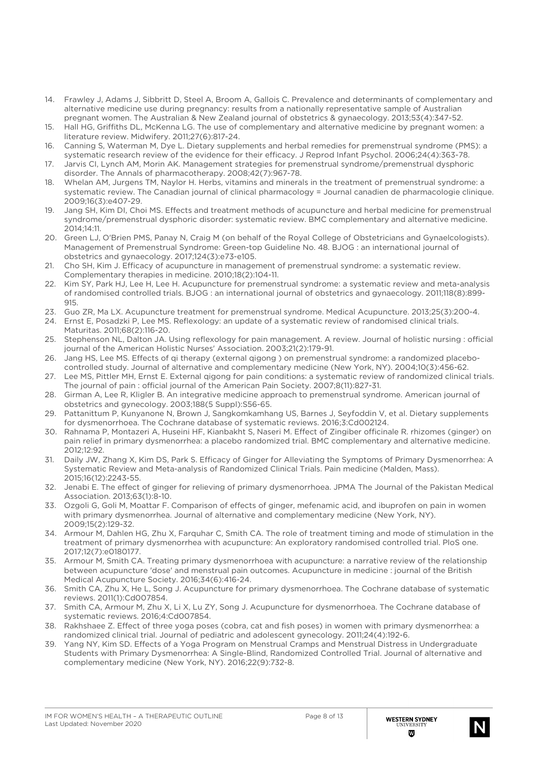14. Frawley J, Adams J, Sibbritt D, Steel A, Broom A, Gallois C. Prevalence and determinants of complementary and alternative medicine use during pregnancy: results from a nationally representative sample of Australian pregnant women. The Australian & New Zealand journal of obstetrics & gynaecology. 2013;53(4):347-52.
15. Hall HG, Griffiths DL, McKenna LG. The use of complementary and alternative medicine by pregnant women: a literature review. Midwifery. 2011;27(6):817-24.
16. Canning S, Waterman M, Dye L. Dietary supplements and herbal remedies for premenstrual syndrome (PMS): a systematic research review of the evidence for their efficacy. J Reprod Infant Psychol. 2006;24(4):363-78.
17. Jarvis CI, Lynch AM, Morin AK. Management strategies for premenstrual syndrome/premenstrual dysphoric disorder. The Annals of pharmacotherapy. 2008;42(7):967-78.
18. Whelan AM, Jurgens TM, Naylor H. Herbs, vitamins and minerals in the treatment of premenstrual syndrome: a systematic review. The Canadian journal of clinical pharmacology = Journal canadien de pharmacologie clinique. 2009;16(3):e407-29.
19. Jang SH, Kim DI, Choi MS. Effects and treatment methods of acupuncture and herbal medicine for premenstrual syndrome/premenstrual dysphoric disorder: systematic review. BMC complementary and alternative medicine. 2014;14:11.
20. Green LJ, O'Brien PMS, Panay N, Craig M (on behalf of the Royal College of Obstetricians and Gynaelcologists). Management of Premenstrual Syndrome: Green-top Guideline No. 48. BJOG : an international journal of obstetrics and gynaecology. 2017;124(3):e73-e105.
21. Cho SH, Kim J. Efficacy of acupuncture in management of premenstrual syndrome: a systematic review. Complementary therapies in medicine. 2010;18(2):104-11.
22. Kim SY, Park HJ, Lee H, Lee H. Acupuncture for premenstrual syndrome: a systematic review and meta-analysis of randomised controlled trials. BJOG : an international journal of obstetrics and gynaecology. 2011;118(8):899-915.
23. Guo ZR, Ma LX. Acupuncture treatment for premenstrual syndrome. Medical Acupuncture. 2013;25(3):200-4.
24. Ernst E, Posadzki P, Lee MS. Reflexology: an update of a systematic review of randomised clinical trials. Maturitas. 2011;68(2):116-20.
25. Stephenson NL, Dalton JA. Using reflexology for pain management. A review. Journal of holistic nursing : official journal of the American Holistic Nurses' Association. 2003;21(2):179-91.
26. Jang HS, Lee MS. Effects of qi therapy (external qigong ) on premenstrual syndrome: a randomized placebo-controlled study. Journal of alternative and complementary medicine (New York, NY). 2004;10(3):456-62.
27. Lee MS, Pittler MH, Ernst E. External qigong for pain conditions: a systematic review of randomized clinical trials. The journal of pain : official journal of the American Pain Society. 2007;8(11):827-31.
28. Girman A, Lee R, Kligler B. An integrative medicine approach to premenstrual syndrome. American journal of obstetrics and gynecology. 2003;188(5 Suppl):S56-65.
29. Pattanittum P, Kunyanone N, Brown J, Sangkomkamhang US, Barnes J, Seyfoddin V, et al. Dietary supplements for dysmenorrhoea. The Cochrane database of systematic reviews. 2016;3:Cd002124.
30. Rahnama P, Montazeri A, Huseini HF, Kianbakht S, Naseri M. Effect of Zingiber officinale R. rhizomes (ginger) on pain relief in primary dysmenorrhea: a placebo randomized trial. BMC complementary and alternative medicine. 2012;12:92.
31. Daily JW, Zhang X, Kim DS, Park S. Efficacy of Ginger for Alleviating the Symptoms of Primary Dysmenorrhea: A Systematic Review and Meta-analysis of Randomized Clinical Trials. Pain medicine (Malden, Mass). 2015;16(12):2243-55.
32. Jenabi E. The effect of ginger for relieving of primary dysmenorrhoea. JPMA The Journal of the Pakistan Medical Association. 2013;63(1):8-10.
33. Ozgoli G, Goli M, Moattar F. Comparison of effects of ginger, mefenamic acid, and ibuprofen on pain in women with primary dysmenorrhea. Journal of alternative and complementary medicine (New York, NY). 2009;15(2):129-32.
34. Armour M, Dahlen HG, Zhu X, Farquhar C, Smith CA. The role of treatment timing and mode of stimulation in the treatment of primary dysmenorrhea with acupuncture: An exploratory randomised controlled trial. PloS one. 2017;12(7):e0180177.
35. Armour M, Smith CA. Treating primary dysmenorrhoea with acupuncture: a narrative review of the relationship between acupuncture 'dose' and menstrual pain outcomes. Acupuncture in medicine : journal of the British Medical Acupuncture Society. 2016;34(6):416-24.
36. Smith CA, Zhu X, He L, Song J. Acupuncture for primary dysmenorrhoea. The Cochrane database of systematic reviews. 2011(1):Cd007854.
37. Smith CA, Armour M, Zhu X, Li X, Lu ZY, Song J. Acupuncture for dysmenorrhoea. The Cochrane database of systematic reviews. 2016;4:Cd007854.
38. Rakhshaee Z. Effect of three yoga poses (cobra, cat and fish poses) in women with primary dysmenorrhea: a randomized clinical trial. Journal of pediatric and adolescent gynecology. 2011;24(4):192-6.
39. Yang NY, Kim SD. Effects of a Yoga Program on Menstrual Cramps and Menstrual Distress in Undergraduate Students with Primary Dysmenorrhea: A Single-Blind, Randomized Controlled Trial. Journal of alternative and complementary medicine (New York, NY). 2016;22(9):732-8.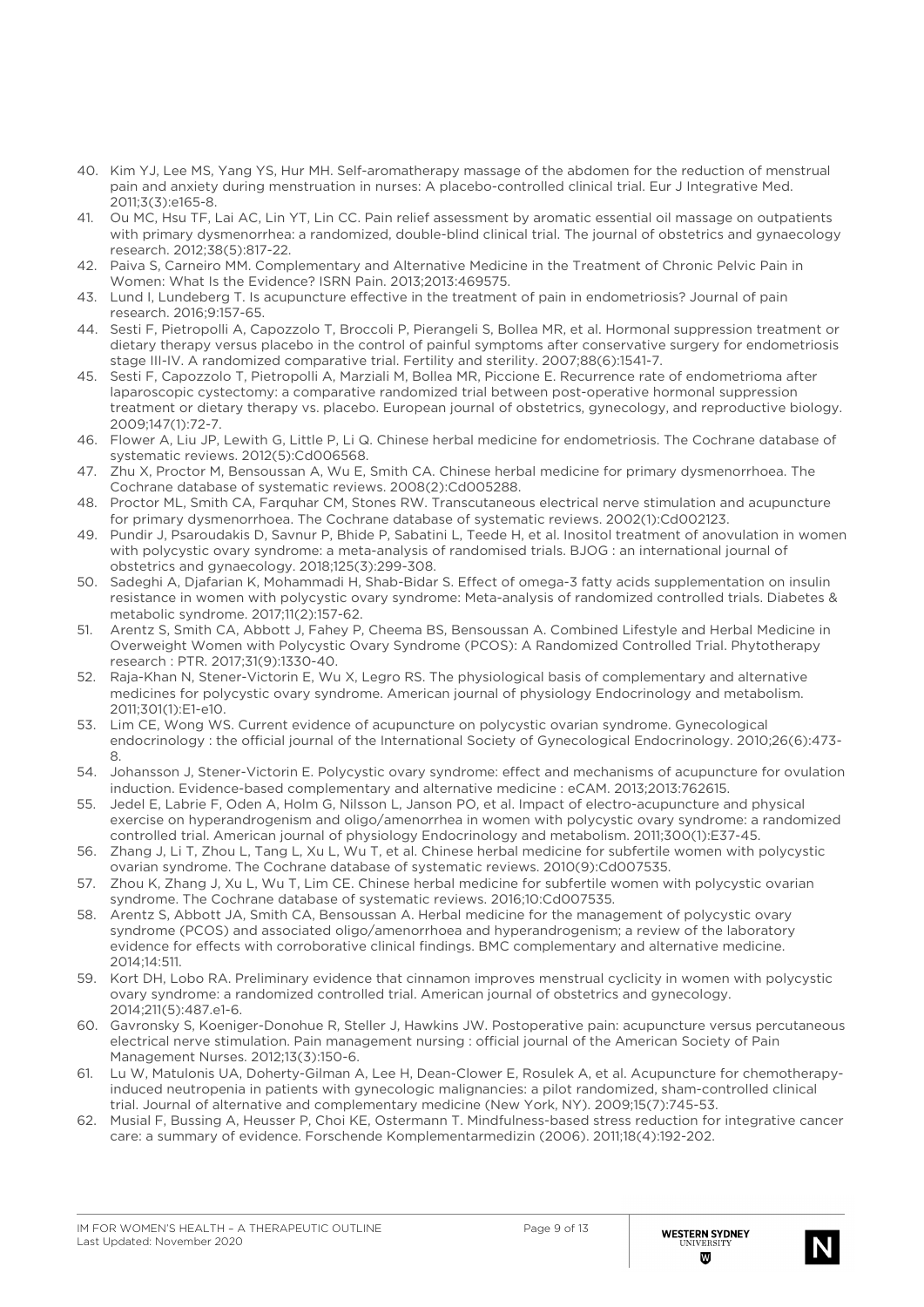40. Kim YJ, Lee MS, Yang YS, Hur MH. Self-aromatherapy massage of the abdomen for the reduction of menstrual pain and anxiety during menstruation in nurses: A placebo-controlled clinical trial. Eur J Integrative Med. 2011;3(3):e165-8.
41. Ou MC, Hsu TF, Lai AC, Lin YT, Lin CC. Pain relief assessment by aromatic essential oil massage on outpatients with primary dysmenorrhea: a randomized, double-blind clinical trial. The journal of obstetrics and gynaecology research. 2012;38(5):817-22.
42. Paiva S, Carneiro MM. Complementary and Alternative Medicine in the Treatment of Chronic Pelvic Pain in Women: What Is the Evidence? ISRN Pain. 2013;2013:469575.
43. Lund I, Lundeberg T. Is acupuncture effective in the treatment of pain in endometriosis? Journal of pain research. 2016;9:157-65.
44. Sesti F, Pietropolli A, Capozzolo T, Broccoli P, Pierangeli S, Bollea MR, et al. Hormonal suppression treatment or dietary therapy versus placebo in the control of painful symptoms after conservative surgery for endometriosis stage III-IV. A randomized comparative trial. Fertility and sterility. 2007;88(6):1541-7.
45. Sesti F, Capozzolo T, Pietropolli A, Marziali M, Bollea MR, Piccione E. Recurrence rate of endometrioma after laparoscopic cystectomy: a comparative randomized trial between post-operative hormonal suppression treatment or dietary therapy vs. placebo. European journal of obstetrics, gynecology, and reproductive biology. 2009;147(1):72-7.
46. Flower A, Liu JP, Lewith G, Little P, Li Q. Chinese herbal medicine for endometriosis. The Cochrane database of systematic reviews. 2012(5):Cd006568.
47. Zhu X, Proctor M, Bensoussan A, Wu E, Smith CA. Chinese herbal medicine for primary dysmenorrhoea. The Cochrane database of systematic reviews. 2008(2):Cd005288.
48. Proctor ML, Smith CA, Farquhar CM, Stones RW. Transcutaneous electrical nerve stimulation and acupuncture for primary dysmenorrhoea. The Cochrane database of systematic reviews. 2002(1):Cd002123.
49. Pundir J, Psaroudakis D, Savnur P, Bhide P, Sabatini L, Teede H, et al. Inositol treatment of anovulation in women with polycystic ovary syndrome: a meta-analysis of randomised trials. BJOG : an international journal of obstetrics and gynaecology. 2018;125(3):299-308.
50. Sadeghi A, Djafarian K, Mohammadi H, Shab-Bidar S. Effect of omega-3 fatty acids supplementation on insulin resistance in women with polycystic ovary syndrome: Meta-analysis of randomized controlled trials. Diabetes & metabolic syndrome. 2017;11(2):157-62.
51. Arentz S, Smith CA, Abbott J, Fahey P, Cheema BS, Bensoussan A. Combined Lifestyle and Herbal Medicine in Overweight Women with Polycystic Ovary Syndrome (PCOS): A Randomized Controlled Trial. Phytotherapy research : PTR. 2017;31(9):1330-40.
52. Raja-Khan N, Stener-Victorin E, Wu X, Legro RS. The physiological basis of complementary and alternative medicines for polycystic ovary syndrome. American journal of physiology Endocrinology and metabolism. 2011;301(1):E1-e10.
53. Lim CE, Wong WS. Current evidence of acupuncture on polycystic ovarian syndrome. Gynecological endocrinology : the official journal of the International Society of Gynecological Endocrinology. 2010;26(6):473-8.
54. Johansson J, Stener-Victorin E. Polycystic ovary syndrome: effect and mechanisms of acupuncture for ovulation induction. Evidence-based complementary and alternative medicine : eCAM. 2013;2013:762615.
55. Jedel E, Labrie F, Oden A, Holm G, Nilsson L, Janson PO, et al. Impact of electro-acupuncture and physical exercise on hyperandrogenism and oligo/amenorrhea in women with polycystic ovary syndrome: a randomized controlled trial. American journal of physiology Endocrinology and metabolism. 2011;300(1):E37-45.
56. Zhang J, Li T, Zhou L, Tang L, Xu L, Wu T, et al. Chinese herbal medicine for subfertile women with polycystic ovarian syndrome. The Cochrane database of systematic reviews. 2010(9):Cd007535.
57. Zhou K, Zhang J, Xu L, Wu T, Lim CE. Chinese herbal medicine for subfertile women with polycystic ovarian syndrome. The Cochrane database of systematic reviews. 2016;10:Cd007535.
58. Arentz S, Abbott JA, Smith CA, Bensoussan A. Herbal medicine for the management of polycystic ovary syndrome (PCOS) and associated oligo/amenorrhoea and hyperandrogenism; a review of the laboratory evidence for effects with corroborative clinical findings. BMC complementary and alternative medicine. 2014;14:511.
59. Kort DH, Lobo RA. Preliminary evidence that cinnamon improves menstrual cyclicity in women with polycystic ovary syndrome: a randomized controlled trial. American journal of obstetrics and gynecology. 2014;211(5):487.e1-6.
60. Gavronsky S, Koeniger-Donohue R, Steller J, Hawkins JW. Postoperative pain: acupuncture versus percutaneous electrical nerve stimulation. Pain management nursing : official journal of the American Society of Pain Management Nurses. 2012;13(3):150-6.
61. Lu W, Matulonis UA, Doherty-Gilman A, Lee H, Dean-Clower E, Rosulek A, et al. Acupuncture for chemotherapy-induced neutropenia in patients with gynecologic malignancies: a pilot randomized, sham-controlled clinical trial. Journal of alternative and complementary medicine (New York, NY). 2009;15(7):745-53.
62. Musial F, Bussing A, Heusser P, Choi KE, Ostermann T. Mindfulness-based stress reduction for integrative cancer care: a summary of evidence. Forschende Komplementarmedizin (2006). 2011;18(4):192-202.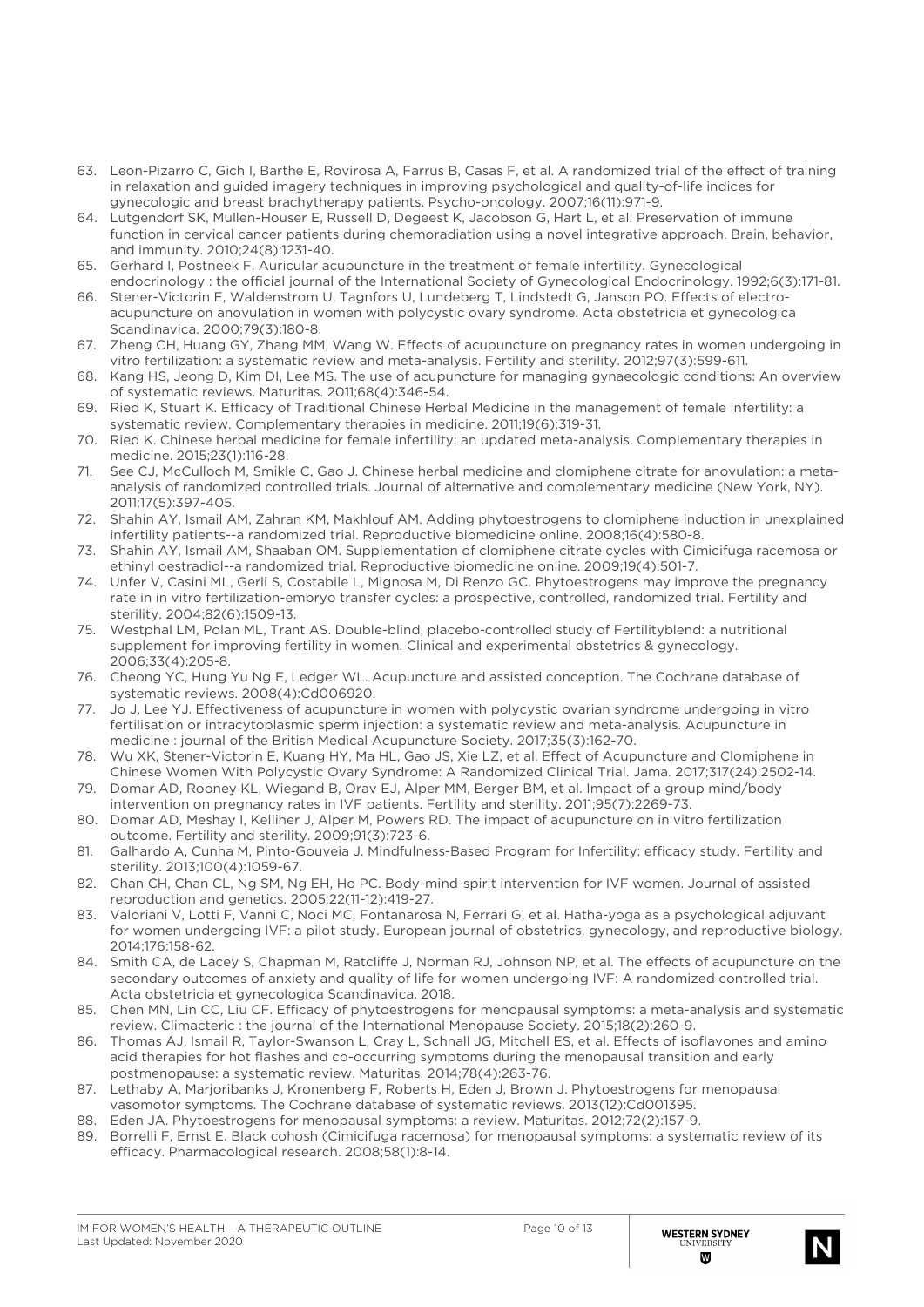63. Leon-Pizarro C, Gich I, Barthe E, Rovirosa A, Farrus B, Casas F, et al. A randomized trial of the effect of training in relaxation and guided imagery techniques in improving psychological and quality-of-life indices for gynecologic and breast brachytherapy patients. Psycho-oncology. 2007;16(11):971-9.
64. Lutgendorf SK, Mullen-Houser E, Russell D, Degeest K, Jacobson G, Hart L, et al. Preservation of immune function in cervical cancer patients during chemoradiation using a novel integrative approach. Brain, behavior, and immunity. 2010;24(8):1231-40.
65. Gerhard I, Postneek F. Auricular acupuncture in the treatment of female infertility. Gynecological endocrinology : the official journal of the International Society of Gynecological Endocrinology. 1992;6(3):171-81.
66. Stener-Victorin E, Waldenstrom U, Tagnfors U, Lundeberg T, Lindstedt G, Janson PO. Effects of electro-acupuncture on anovulation in women with polycystic ovary syndrome. Acta obstetricia et gynecologica Scandinavica. 2000;79(3):180-8.
67. Zheng CH, Huang GY, Zhang MM, Wang W. Effects of acupuncture on pregnancy rates in women undergoing in vitro fertilization: a systematic review and meta-analysis. Fertility and sterility. 2012;97(3):599-611.
68. Kang HS, Jeong D, Kim DI, Lee MS. The use of acupuncture for managing gynaecologic conditions: An overview of systematic reviews. Maturitas. 2011;68(4):346-54.
69. Ried K, Stuart K. Efficacy of Traditional Chinese Herbal Medicine in the management of female infertility: a systematic review. Complementary therapies in medicine. 2011;19(6):319-31.
70. Ried K. Chinese herbal medicine for female infertility: an updated meta-analysis. Complementary therapies in medicine. 2015;23(1):116-28.
71. See CJ, McCulloch M, Smikle C, Gao J. Chinese herbal medicine and clomiphene citrate for anovulation: a meta-analysis of randomized controlled trials. Journal of alternative and complementary medicine (New York, NY). 2011;17(5):397-405.
72. Shahin AY, Ismail AM, Zahran KM, Makhlouf AM. Adding phytoestrogens to clomiphene induction in unexplained infertility patients--a randomized trial. Reproductive biomedicine online. 2008;16(4):580-8.
73. Shahin AY, Ismail AM, Shaaban OM. Supplementation of clomiphene citrate cycles with Cimicifuga racemosa or ethinyl oestradiol--a randomized trial. Reproductive biomedicine online. 2009;19(4):501-7.
74. Unfer V, Casini ML, Gerli S, Costabile L, Mignosa M, Di Renzo GC. Phytoestrogens may improve the pregnancy rate in in vitro fertilization-embryo transfer cycles: a prospective, controlled, randomized trial. Fertility and sterility. 2004;82(6):1509-13.
75. Westphal LM, Polan ML, Trant AS. Double-blind, placebo-controlled study of Fertilityblend: a nutritional supplement for improving fertility in women. Clinical and experimental obstetrics & gynecology. 2006;33(4):205-8.
76. Cheong YC, Hung Yu Ng E, Ledger WL. Acupuncture and assisted conception. The Cochrane database of systematic reviews. 2008(4):Cd006920.
77. Jo J, Lee YJ. Effectiveness of acupuncture in women with polycystic ovarian syndrome undergoing in vitro fertilisation or intracytoplasmic sperm injection: a systematic review and meta-analysis. Acupuncture in medicine : journal of the British Medical Acupuncture Society. 2017;35(3):162-70.
78. Wu XK, Stener-Victorin E, Kuang HY, Ma HL, Gao JS, Xie LZ, et al. Effect of Acupuncture and Clomiphene in Chinese Women With Polycystic Ovary Syndrome: A Randomized Clinical Trial. Jama. 2017;317(24):2502-14.
79. Domar AD, Rooney KL, Wiegand B, Orav EJ, Alper MM, Berger BM, et al. Impact of a group mind/body intervention on pregnancy rates in IVF patients. Fertility and sterility. 2011;95(7):2269-73.
80. Domar AD, Meshay I, Kelliher J, Alper M, Powers RD. The impact of acupuncture on in vitro fertilization outcome. Fertility and sterility. 2009;91(3):723-6.
81. Galhardo A, Cunha M, Pinto-Gouveia J. Mindfulness-Based Program for Infertility: efficacy study. Fertility and sterility. 2013;100(4):1059-67.
82. Chan CH, Chan CL, Ng SM, Ng EH, Ho PC. Body-mind-spirit intervention for IVF women. Journal of assisted reproduction and genetics. 2005;22(11-12):419-27.
83. Valoriani V, Lotti F, Vanni C, Noci MC, Fontanarosa N, Ferrari G, et al. Hatha-yoga as a psychological adjuvant for women undergoing IVF: a pilot study. European journal of obstetrics, gynecology, and reproductive biology. 2014;176:158-62.
84. Smith CA, de Lacey S, Chapman M, Ratcliffe J, Norman RJ, Johnson NP, et al. The effects of acupuncture on the secondary outcomes of anxiety and quality of life for women undergoing IVF: A randomized controlled trial. Acta obstetricia et gynecologica Scandinavica. 2018.
85. Chen MN, Lin CC, Liu CF. Efficacy of phytoestrogens for menopausal symptoms: a meta-analysis and systematic review. Climacteric : the journal of the International Menopause Society. 2015;18(2):260-9.
86. Thomas AJ, Ismail R, Taylor-Swanson L, Cray L, Schnall JG, Mitchell ES, et al. Effects of isoflavones and amino acid therapies for hot flashes and co-occurring symptoms during the menopausal transition and early postmenopause: a systematic review. Maturitas. 2014;78(4):263-76.
87. Lethaby A, Marjoribanks J, Kronenberg F, Roberts H, Eden J, Brown J. Phytoestrogens for menopausal vasomotor symptoms. The Cochrane database of systematic reviews. 2013(12):Cd001395.
88. Eden JA. Phytoestrogens for menopausal symptoms: a review. Maturitas. 2012;72(2):157-9.
89. Borrelli F, Ernst E. Black cohosh (Cimicifuga racemosa) for menopausal symptoms: a systematic review of its efficacy. Pharmacological research. 2008;58(1):8-14.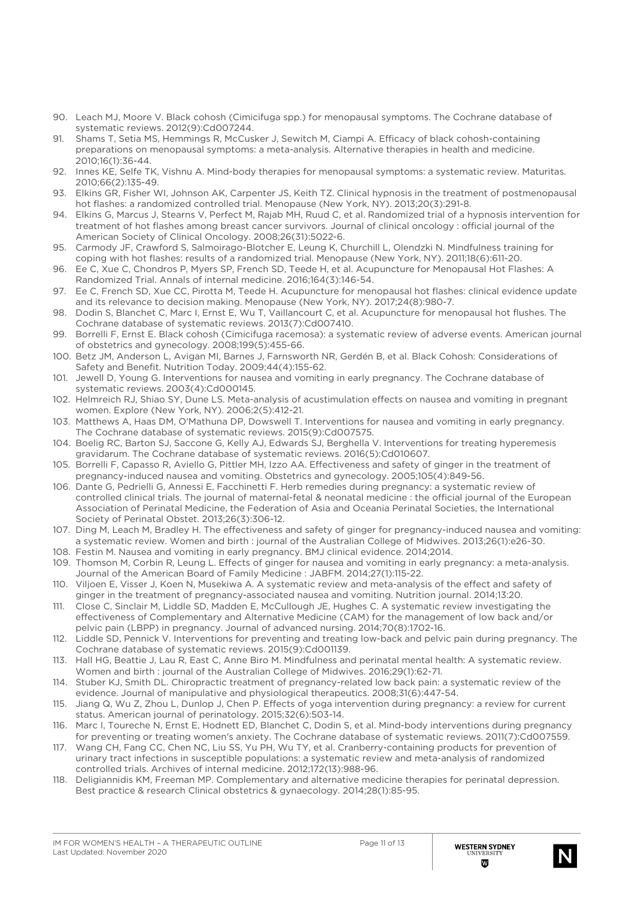90. Leach MJ, Moore V. Black cohosh (Cimicifuga spp.) for menopausal symptoms. The Cochrane database of systematic reviews. 2012(9):Cd007244.
91. Shams T, Setia MS, Hemmings R, McCusker J, Sewitch M, Ciampi A. Efficacy of black cohosh-containing preparations on menopausal symptoms: a meta-analysis. Alternative therapies in health and medicine. 2010;16(1):36-44.
92. Innes KE, Selfe TK, Vishnu A. Mind-body therapies for menopausal symptoms: a systematic review. Maturitas. 2010;66(2):135-49.
93. Elkins GR, Fisher WI, Johnson AK, Carpenter JS, Keith TZ. Clinical hypnosis in the treatment of postmenopausal hot flashes: a randomized controlled trial. Menopause (New York, NY). 2013;20(3):291-8.
94. Elkins G, Marcus J, Stearns V, Perfect M, Rajab MH, Ruud C, et al. Randomized trial of a hypnosis intervention for treatment of hot flashes among breast cancer survivors. Journal of clinical oncology : official journal of the American Society of Clinical Oncology. 2008;26(31):5022-6.
95. Carmody JF, Crawford S, Salmoirago-Blotcher E, Leung K, Churchill L, Olendzki N. Mindfulness training for coping with hot flashes: results of a randomized trial. Menopause (New York, NY). 2011;18(6):611-20.
96. Ee C, Xue C, Chondros P, Myers SP, French SD, Teede H, et al. Acupuncture for Menopausal Hot Flashes: A Randomized Trial. Annals of internal medicine. 2016;164(3):146-54.
97. Ee C, French SD, Xue CC, Pirotta M, Teede H. Acupuncture for menopausal hot flashes: clinical evidence update and its relevance to decision making. Menopause (New York, NY). 2017;24(8):980-7.
98. Dodin S, Blanchet C, Marc I, Ernst E, Wu T, Vaillancourt C, et al. Acupuncture for menopausal hot flushes. The Cochrane database of systematic reviews. 2013(7):Cd007410.
99. Borrelli F, Ernst E. Black cohosh (Cimicifuga racemosa): a systematic review of adverse events. American journal of obstetrics and gynecology. 2008;199(5):455-66.
100. Betz JM, Anderson L, Avigan MI, Barnes J, Farnsworth NR, Gerdén B, et al. Black Cohosh: Considerations of Safety and Benefit. Nutrition Today. 2009;44(4):155-62.
101. Jewell D, Young G. Interventions for nausea and vomiting in early pregnancy. The Cochrane database of systematic reviews. 2003(4):Cd000145.
102. Helmreich RJ, Shiao SY, Dune LS. Meta-analysis of acustimulation effects on nausea and vomiting in pregnant women. Explore (New York, NY). 2006;2(5):412-21.
103. Matthews A, Haas DM, O'Mathuna DP, Dowswell T. Interventions for nausea and vomiting in early pregnancy. The Cochrane database of systematic reviews. 2015(9):Cd007575.
104. Boelig RC, Barton SJ, Saccone G, Kelly AJ, Edwards SJ, Berghella V. Interventions for treating hyperemesis gravidarum. The Cochrane database of systematic reviews. 2016(5):Cd010607.
105. Borrelli F, Capasso R, Aviello G, Pittler MH, Izzo AA. Effectiveness and safety of ginger in the treatment of pregnancy-induced nausea and vomiting. Obstetrics and gynecology. 2005;105(4):849-56.
106. Dante G, Pedrielli G, Annessi E, Facchinetti F. Herb remedies during pregnancy: a systematic review of controlled clinical trials. The journal of maternal-fetal & neonatal medicine : the official journal of the European Association of Perinatal Medicine, the Federation of Asia and Oceania Perinatal Societies, the International Society of Perinatal Obstet. 2013;26(3):306-12.
107. Ding M, Leach M, Bradley H. The effectiveness and safety of ginger for pregnancy-induced nausea and vomiting: a systematic review. Women and birth : journal of the Australian College of Midwives. 2013;26(1):e26-30.
108. Festin M. Nausea and vomiting in early pregnancy. BMJ clinical evidence. 2014;2014.
109. Thomson M, Corbin R, Leung L. Effects of ginger for nausea and vomiting in early pregnancy: a meta-analysis. Journal of the American Board of Family Medicine : JABFM. 2014;27(1):115-22.
110. Viljoen E, Visser J, Koen N, Musekiwa A. A systematic review and meta-analysis of the effect and safety of ginger in the treatment of pregnancy-associated nausea and vomiting. Nutrition journal. 2014;13:20.
111. Close C, Sinclair M, Liddle SD, Madden E, McCullough JE, Hughes C. A systematic review investigating the effectiveness of Complementary and Alternative Medicine (CAM) for the management of low back and/or pelvic pain (LBPP) in pregnancy. Journal of advanced nursing. 2014;70(8):1702-16.
112. Liddle SD, Pennick V. Interventions for preventing and treating low-back and pelvic pain during pregnancy. The Cochrane database of systematic reviews. 2015(9):Cd001139.
113. Hall HG, Beattie J, Lau R, East C, Anne Biro M. Mindfulness and perinatal mental health: A systematic review. Women and birth : journal of the Australian College of Midwives. 2016;29(1):62-71.
114. Stuber KJ, Smith DL. Chiropractic treatment of pregnancy-related low back pain: a systematic review of the evidence. Journal of manipulative and physiological therapeutics. 2008;31(6):447-54.
115. Jiang Q, Wu Z, Zhou L, Dunlop J, Chen P. Effects of yoga intervention during pregnancy: a review for current status. American journal of perinatology. 2015;32(6):503-14.
116. Marc I, Toureche N, Ernst E, Hodnett ED, Blanchet C, Dodin S, et al. Mind-body interventions during pregnancy for preventing or treating women's anxiety. The Cochrane database of systematic reviews. 2011(7):Cd007559.
117. Wang CH, Fang CC, Chen NC, Liu SS, Yu PH, Wu TY, et al. Cranberry-containing products for prevention of urinary tract infections in susceptible populations: a systematic review and meta-analysis of randomized controlled trials. Archives of internal medicine. 2012;172(13):988-96.
118. Deligiannidis KM, Freeman MP. Complementary and alternative medicine therapies for perinatal depression. Best practice & research Clinical obstetrics & gynaecology. 2014;28(1):85-95.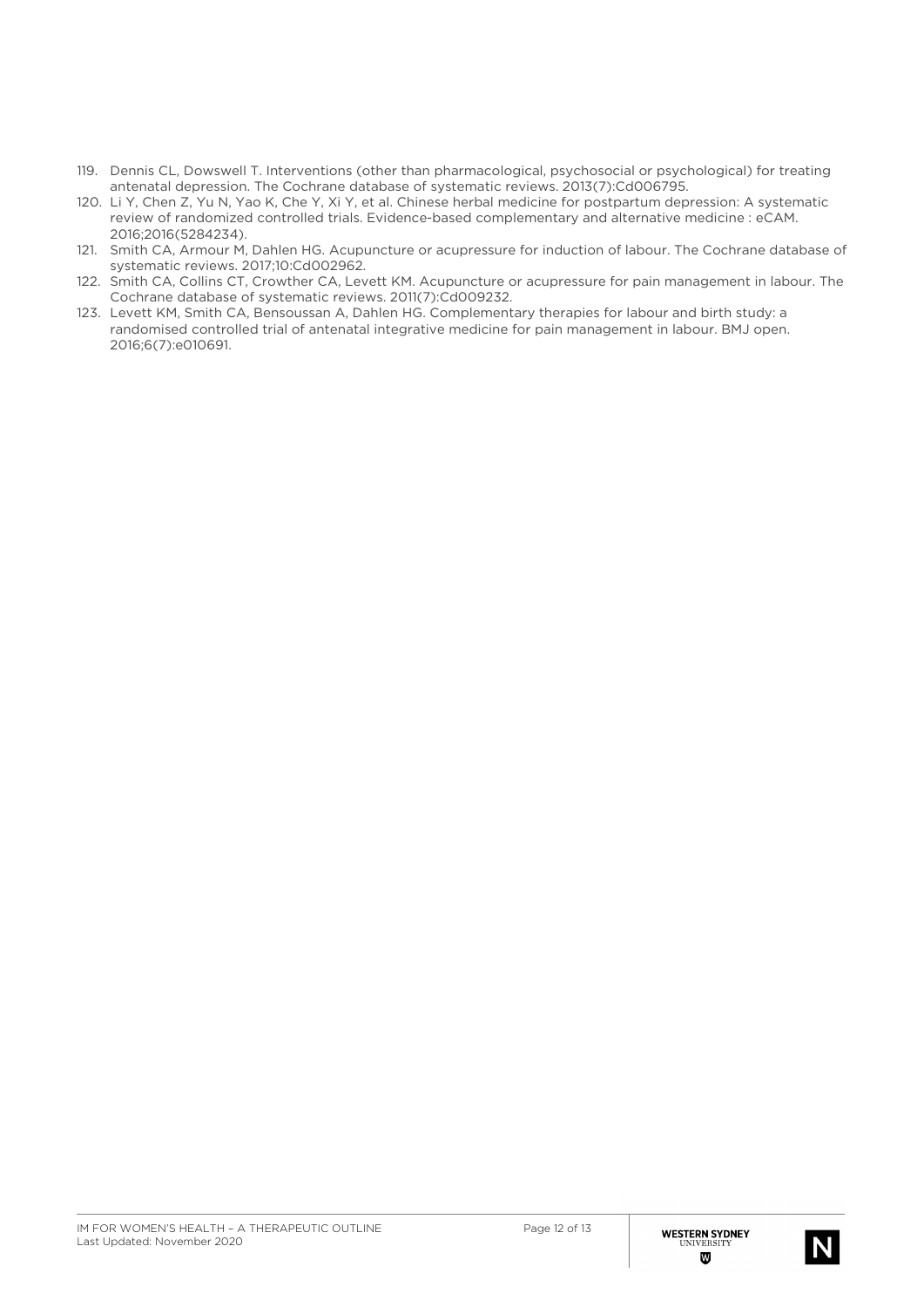119. Dennis CL, Dowswell T. Interventions (other than pharmacological, psychosocial or psychological) for treating antenatal depression. The Cochrane database of systematic reviews. 2013(7):Cd006795.
120. Li Y, Chen Z, Yu N, Yao K, Che Y, Xi Y, et al. Chinese herbal medicine for postpartum depression: A systematic review of randomized controlled trials. Evidence-based complementary and alternative medicine : eCAM. 2016;2016(5284234).
121. Smith CA, Armour M, Dahlen HG. Acupuncture or acupressure for induction of labour. The Cochrane database of systematic reviews. 2017;10:Cd002962.
122. Smith CA, Collins CT, Crowther CA, Levett KM. Acupuncture or acupressure for pain management in labour. The Cochrane database of systematic reviews. 2011(7):Cd009232.
123. Levett KM, Smith CA, Bensoussan A, Dahlen HG. Complementary therapies for labour and birth study: a randomised controlled trial of antenatal integrative medicine for pain management in labour. BMJ open. 2016;6(7):e010691.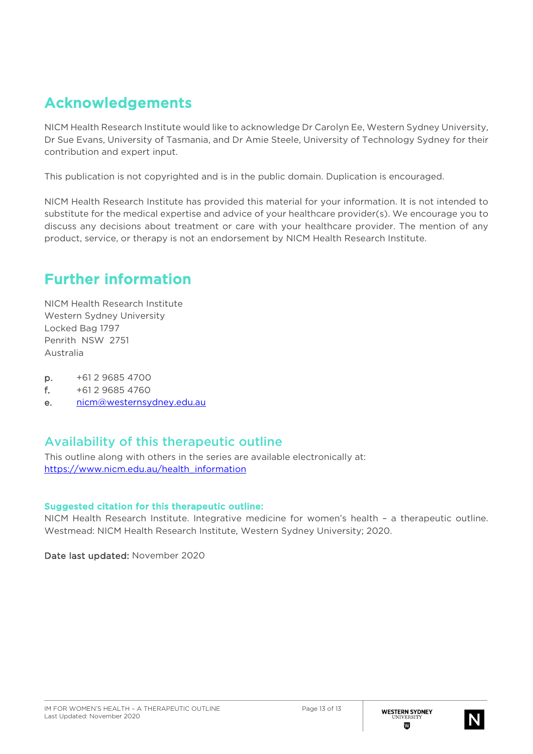## Acknowledgements

NICM Health Research Institute would like to acknowledge Dr Carolyn Ee, Western Sydney University, Dr Sue Evans, University of Tasmania, and Dr Amie Steele, University of Technology Sydney for their contribution and expert input.

This publication is not copyrighted and is in the public domain. Duplication is encouraged.

NICM Health Research Institute has provided this material for your information. It is not intended to substitute for the medical expertise and advice of your healthcare provider(s). We encourage you to discuss any decisions about treatment or care with your healthcare provider. The mention of any product, service, or therapy is not an endorsement by NICM Health Research Institute.

## Further information

NICM Health Research Institute
Western Sydney University
Locked Bag 1797
Penrith NSW 2751
Australia

p. +61 2 9685 4700
f. +61 2 9685 4760
e. nicm@westernsydney.edu.au

### Availability of this therapeutic outline

This outline along with others in the series are available electronically at:
https://www.nicm.edu.au/health_information

#### Suggested citation for this therapeutic outline:

NICM Health Research Institute. Integrative medicine for women's health – a therapeutic outline. Westmead: NICM Health Research Institute, Western Sydney University; 2020.

**Date last updated:** November 2020